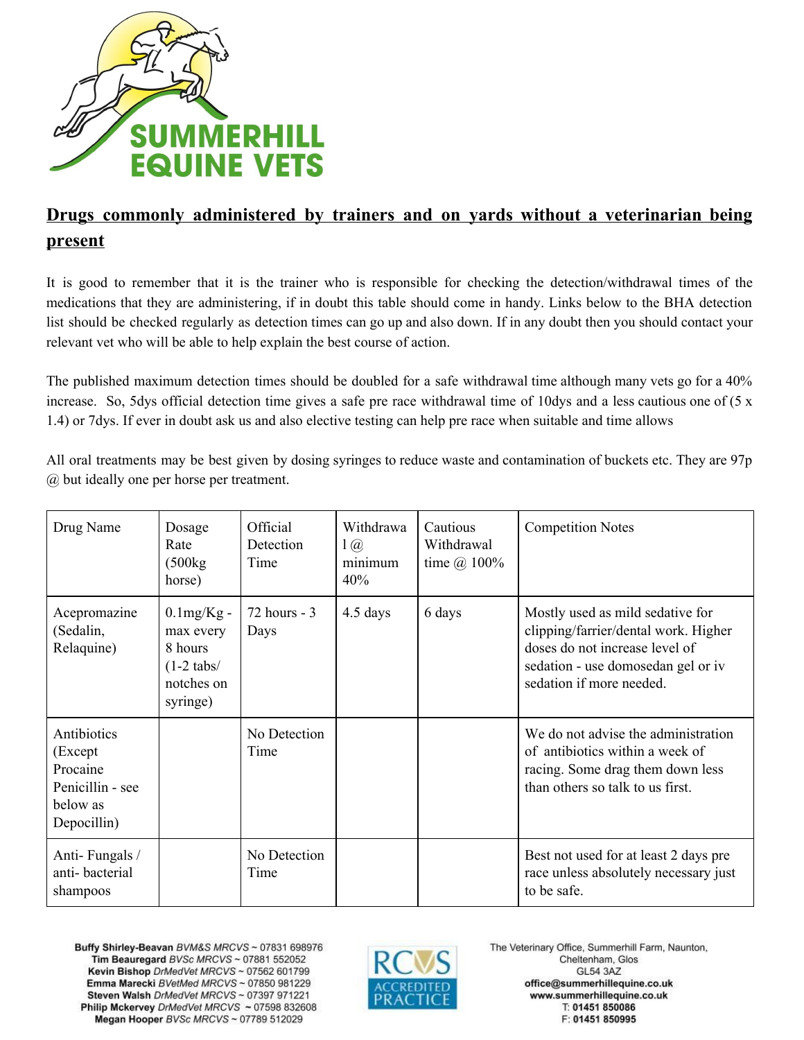# SUMMERHILL EQUINE VETS

## Drugs commonly administered by trainers and on yards without a veterinarian being present

It is good to remember that it is the trainer who is responsible for checking the detection/withdrawal times of the medications that they are administering, if in doubt this table should come in handy. Links below to the BHA detection list should be checked regularly as detection times can go up and also down. If in any doubt then you should contact your relevant vet who will be able to help explain the best course of action.

The published maximum detection times should be doubled for a safe withdrawal time although many vets go for a 40% increase. So, 5dys official detection time gives a safe pre race withdrawal time of 10dys and a less cautious one of (5 x 1.4) or 7dys. If ever in doubt ask us and also elective testing can help pre race when suitable and time allows

All oral treatments may be best given by dosing syringes to reduce waste and contamination of buckets etc. They are 97p @ but ideally one per horse per treatment.

| Drug Name | Dosage Rate (500kg horse) | Official Detection Time | Withdrawal @ minimum 40% | Cautious Withdrawal time @ 100% | Competition Notes |
|---|---|---|---|---|---|
| Acepromazine (Sedalin, Relaquine) | 0.1mg/Kg - max every 8 hours (1-2 tabs/ notches on syringe) | 72 hours - 3 Days | 4.5 days | 6 days | Mostly used as mild sedative for clipping/farrier/dental work. Higher doses do not increase level of sedation - use domosedan gel or iv sedation if more needed. |
| Antibiotics (Except Procaine Penicillin - see below as Depocillin) | | No Detection Time | | | We do not advise the administration of antibiotics within a week of racing. Some drag them down less than others so talk to us first. |
| Anti- Fungals / anti- bacterial shampoos | | No Detection Time | | | Best not used for at least 2 days pre race unless absolutely necessary just to be safe. |

**Buffy Shirley-Beavan** *BVM&S MRCVS* ~ 07831 698976
**Tim Beauregard** *BVSc MRCVS* ~ 07881 552052
**Kevin Bishop** *DrMedVet MRCVS* ~ 07562 601799
**Emma Marecki** *BVetMed MRCVS* ~ 07850 981229
**Steven Walsh** *DrMedVet MRCVS* ~ 07397 971221
**Philip Mckervey** *DrMedVet MRCVS* ~ 07598 832608
**Megan Hooper** *BVSc MRCVS* ~ 07789 512029

RCVS ACCREDITED PRACTICE

The Veterinary Office, Summerhill Farm, Naunton, Cheltenham, Glos
GL54 3AZ
**office@summerhillequine.co.uk**
**www.summerhillequine.co.uk**
**T: 01451 850086**
**F: 01451 850995**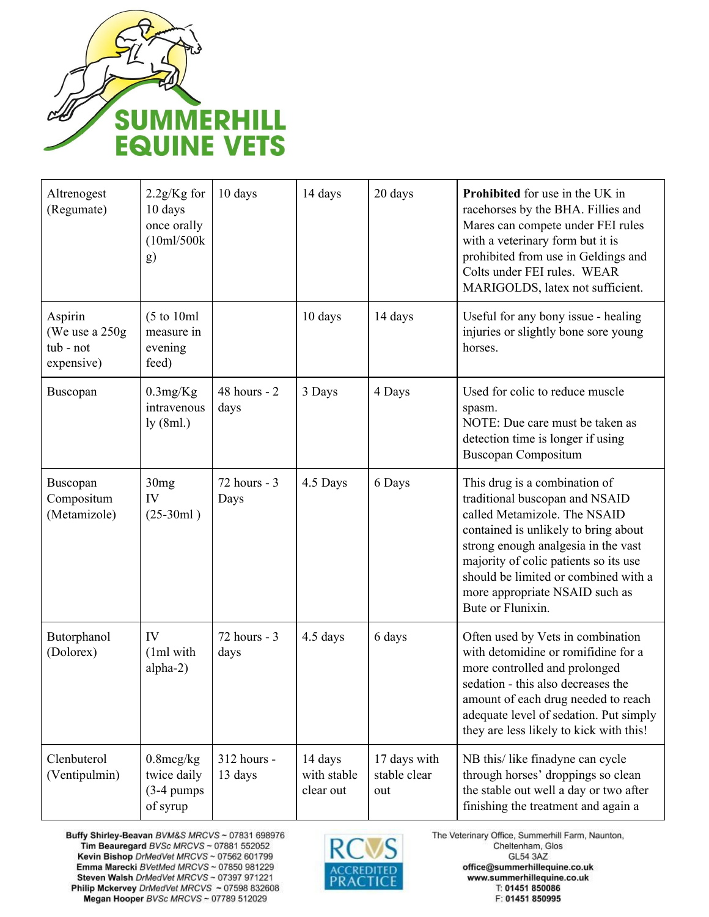| Altrenogest (Regumate) | 2.2g/Kg for 10 days once orally (10ml/500kg) | 10 days | 14 days | 20 days | **Prohibited** for use in the UK in racehorses by the BHA. Fillies and Mares can compete under FEI rules with a veterinary form but it is prohibited from use in Geldings and Colts under FEI rules. WEAR MARIGOLDS, latex not sufficient. |
|---|---|---|---|---|---|
| Aspirin (We use a 250g tub - not expensive) | (5 to 10ml measure in evening feed) | | 10 days | 14 days | Useful for any bony issue - healing injuries or slightly bone sore young horses. |
| Buscopan | 0.3mg/Kg intravenously (8ml.) | 48 hours - 2 days | 3 Days | 4 Days | Used for colic to reduce muscle spasm.<br>NOTE: Due care must be taken as detection time is longer if using Buscopan Compositum |
| Buscopan Compositum (Metamizole) | 30mg IV (25-30ml ) | 72 hours - 3 Days | 4.5 Days | 6 Days | This drug is a combination of traditional buscopan and NSAID called Metamizole. The NSAID contained is unlikely to bring about strong enough analgesia in the vast majority of colic patients so its use should be limited or combined with a more appropriate NSAID such as Bute or Flunixin. |
| Butorphanol (Dolorex) | IV (1ml with alpha-2) | 72 hours - 3 days | 4.5 days | 6 days | Often used by Vets in combination with detomidine or romifidine for a more controlled and prolonged sedation - this also decreases the amount of each drug needed to reach adequate level of sedation. Put simply they are less likely to kick with this! |
| Clenbuterol (Ventipulmin) | 0.8mcg/kg twice daily (3-4 pumps of syrup | 312 hours - 13 days | 14 days with stable clear out | 17 days with stable clear out | NB this/ like finadyne can cycle through horses' droppings so clean the stable out well a day or two after finishing the treatment and again a |

Buffy Shirley-Beavan *BVM&S MRCVS* ~ 07831 698976
Tim Beauregard *BVSc MRCVS* ~ 07881 552052
Kevin Bishop *DrMedVet MRCVS* ~ 07562 601799
Emma Marecki *BVetMed MRCVS* ~ 07850 981229
Steven Walsh *DrMedVet MRCVS* ~ 07397 971221
Philip Mckervey *DrMedVet MRCVS* ~ 07598 832608
Megan Hooper *BVSc MRCVS* ~ 07789 512029

The Veterinary Office, Summerhill Farm, Naunton, Cheltenham, Glos GL54 3AZ
office@summerhillequine.co.uk
www.summerhillequine.co.uk
T: 01451 850086
F: 01451 850995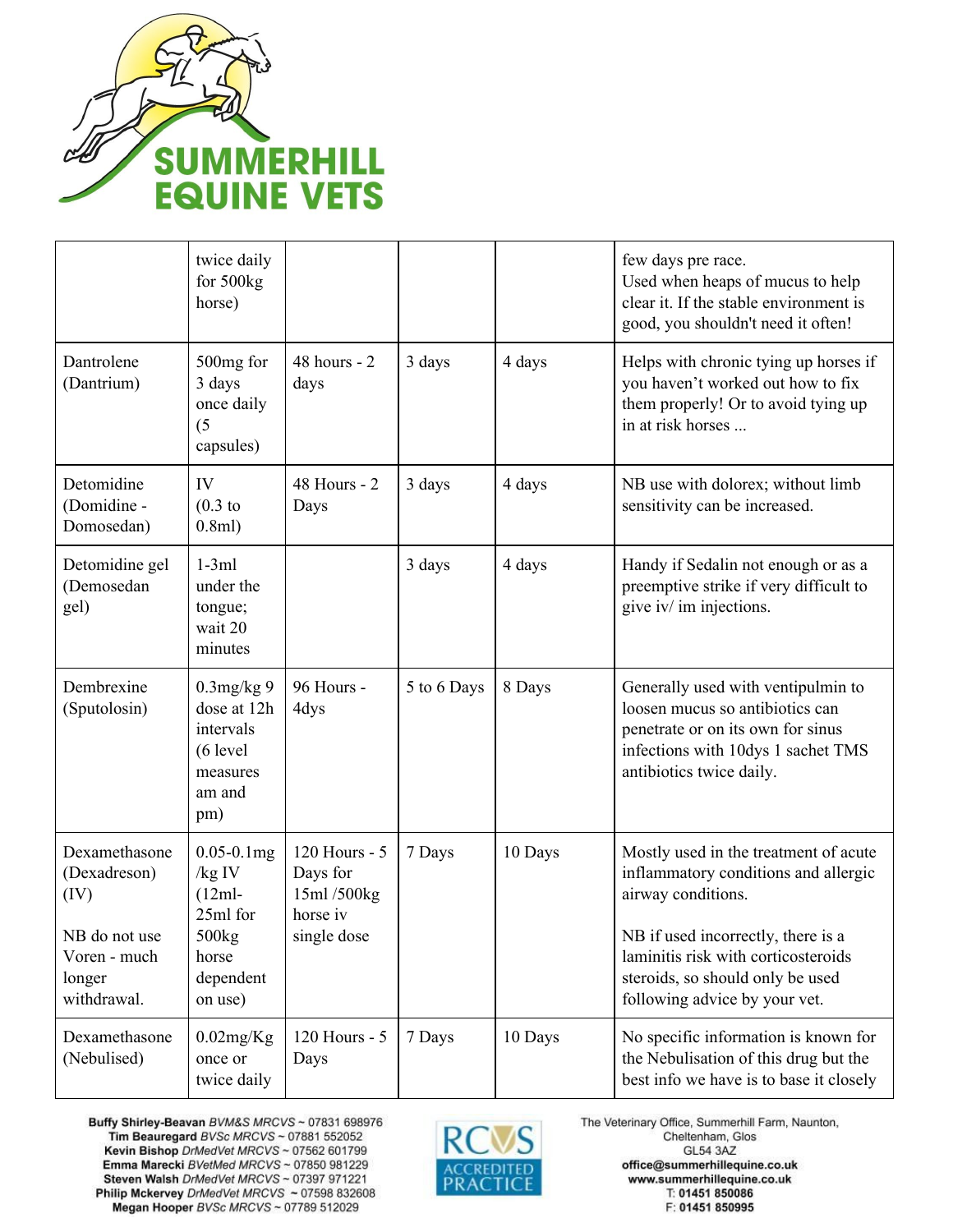| | | | | | |
|---|---|---|---|---|---|
| | twice daily for 500kg horse) | | | | few days pre race.<br>Used when heaps of mucus to help clear it. If the stable environment is good, you shouldn't need it often! |
| Dantrolene (Dantrium) | 500mg for 3 days once daily (5 capsules) | 48 hours - 2 days | 3 days | 4 days | Helps with chronic tying up horses if you haven't worked out how to fix them properly! Or to avoid tying up in at risk horses ... |
| Detomidine (Domidine - Domosedan) | IV (0.3 to 0.8ml) | 48 Hours - 2 Days | 3 days | 4 days | NB use with dolorex; without limb sensitivity can be increased. |
| Detomidine gel (Demosedan gel) | 1-3ml under the tongue; wait 20 minutes | | 3 days | 4 days | Handy if Sedalin not enough or as a preemptive strike if very difficult to give iv/ im injections. |
| Dembrexine (Sputolosin) | 0.3mg/kg 9 dose at 12h intervals (6 level measures am and pm) | 96 Hours - 4dys | 5 to 6 Days | 8 Days | Generally used with ventipulmin to loosen mucus so antibiotics can penetrate or on its own for sinus infections with 10dys 1 sachet TMS antibiotics twice daily. |
| Dexamethasone (Dexadreson) (IV)<br><br>NB do not use Voren - much longer withdrawal. | 0.05-0.1mg /kg IV (12ml-25ml for 500kg horse dependent on use) | 120 Hours - 5 Days for 15ml /500kg horse iv single dose | 7 Days | 10 Days | Mostly used in the treatment of acute inflammatory conditions and allergic airway conditions.<br><br>NB if used incorrectly, there is a laminitis risk with corticosteroids steroids, so should only be used following advice by your vet. |
| Dexamethasone (Nebulised) | 0.02mg/Kg once or twice daily | 120 Hours - 5 Days | 7 Days | 10 Days | No specific information is known for the Nebulisation of this drug but the best info we have is to base it closely |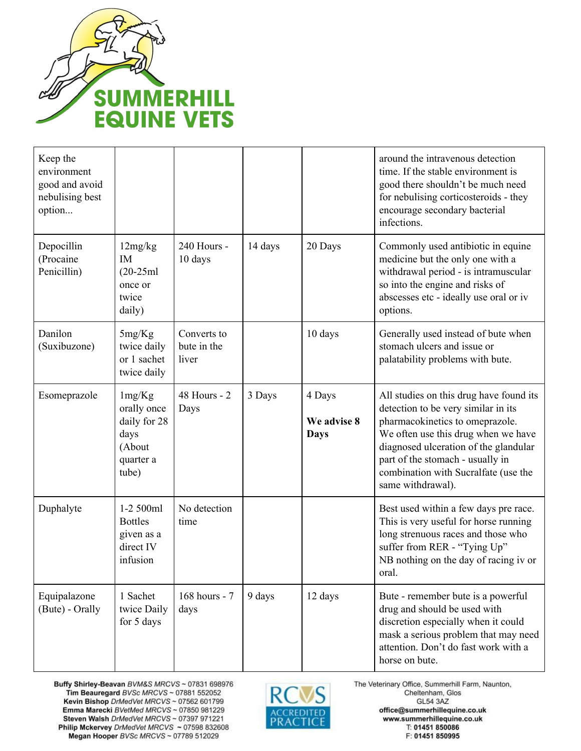| | | | | | |
|---|---|---|---|---|---|
| Keep the environment good and avoid nebulising best option... | | | | | around the intravenous detection time. If the stable environment is good there shouldn't be much need for nebulising corticosteroids - they encourage secondary bacterial infections. |
| Depocillin (Procaine Penicillin) | 12mg/kg IM (20-25ml once or twice daily) | 240 Hours - 10 days | 14 days | 20 Days | Commonly used antibiotic in equine medicine but the only one with a withdrawal period - is intramuscular so into the engine and risks of abscesses etc - ideally use oral or iv options. |
| Danilon (Suxibuzone) | 5mg/Kg twice daily or 1 sachet twice daily | Converts to bute in the liver | | 10 days | Generally used instead of bute when stomach ulcers and issue or palatability problems with bute. |
| Esomeprazole | 1mg/Kg orally once daily for 28 days (About quarter a tube) | 48 Hours - 2 Days | 3 Days | 4 Days<br><br>**We advise 8 Days** | All studies on this drug have found its detection to be very similar in its pharmacokinetics to omeprazole. We often use this drug when we have diagnosed ulceration of the glandular part of the stomach - usually in combination with Sucralfate (use the same withdrawal). |
| Duphalyte | 1-2 500ml Bottles given as a direct IV infusion | No detection time | | | Best used within a few days pre race. This is very useful for horse running long strenuous races and those who suffer from RER - "Tying Up"<br>NB nothing on the day of racing iv or oral. |
| Equipalazone (Bute) - Orally | 1 Sachet twice Daily for 5 days | 168 hours - 7 days | 9 days | 12 days | Bute - remember bute is a powerful drug and should be used with discretion especially when it could mask a serious problem that may need attention. Don't do fast work with a horse on bute. |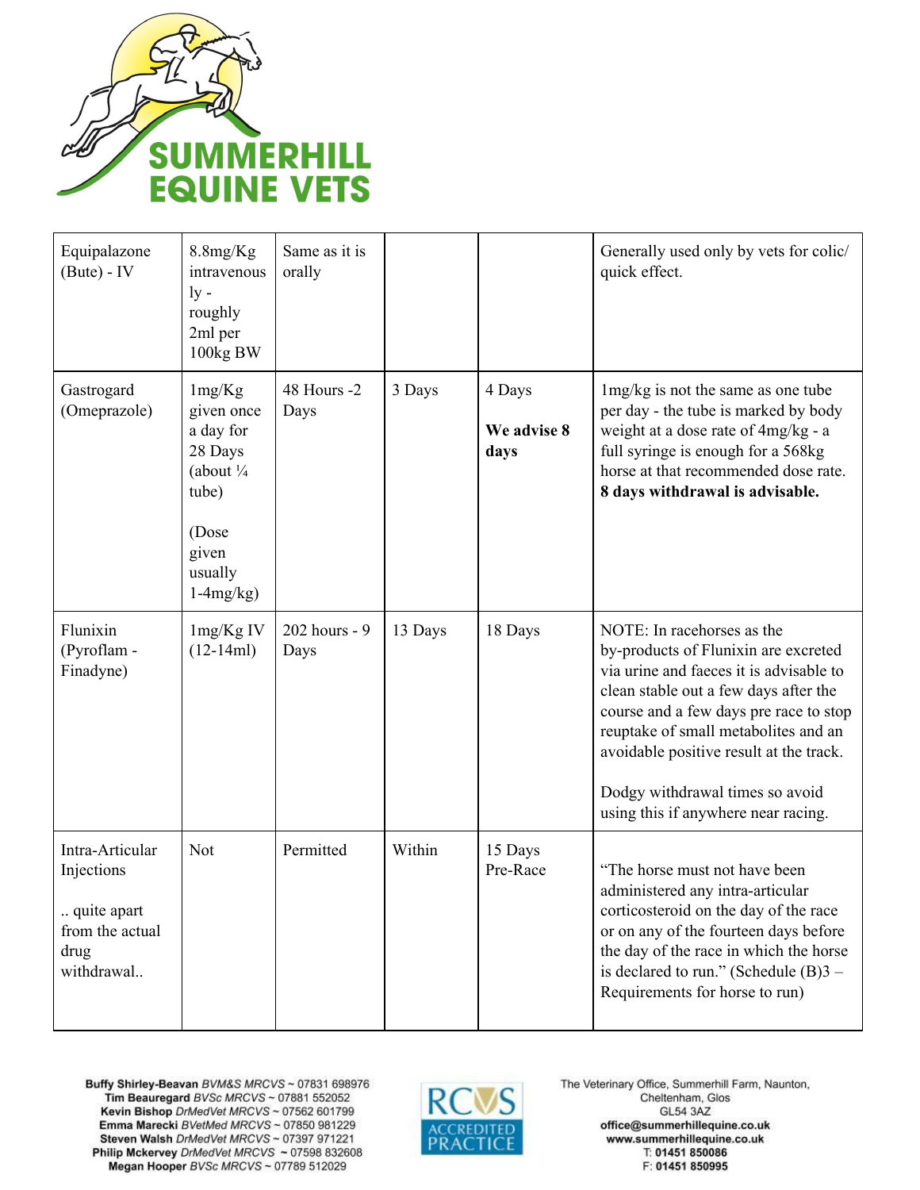| Equipalazone (Bute) - IV | 8.8mg/Kg intravenously - roughly 2ml per 100kg BW | Same as it is orally | | | Generally used only by vets for colic/ quick effect. |
|---|---|---|---|---|---|
| Gastrogard (Omeprazole) | 1mg/Kg given once a day for 28 Days (about ¼ tube)<br><br>(Dose given usually 1-4mg/kg) | 48 Hours -2 Days | 3 Days | 4 Days<br><br>**We advise 8 days** | 1mg/kg is not the same as one tube per day - the tube is marked by body weight at a dose rate of 4mg/kg - a full syringe is enough for a 568kg horse at that recommended dose rate. **8 days withdrawal is advisable.** |
| Flunixin (Pyroflam - Finadyne) | 1mg/Kg IV (12-14ml) | 202 hours - 9 Days | 13 Days | 18 Days | NOTE: In racehorses as the by-products of Flunixin are excreted via urine and faeces it is advisable to clean stable out a few days after the course and a few days pre race to stop reuptake of small metabolites and an avoidable positive result at the track.<br><br>Dodgy withdrawal times so avoid using this if anywhere near racing. |
| Intra-Articular Injections<br><br>.. quite apart from the actual drug withdrawal.. | Not | Permitted | Within | 15 Days Pre-Race | "The horse must not have been administered any intra-articular corticosteroid on the day of the race or on any of the fourteen days before the day of the race in which the horse is declared to run." (Schedule (B)3 – Requirements for horse to run) |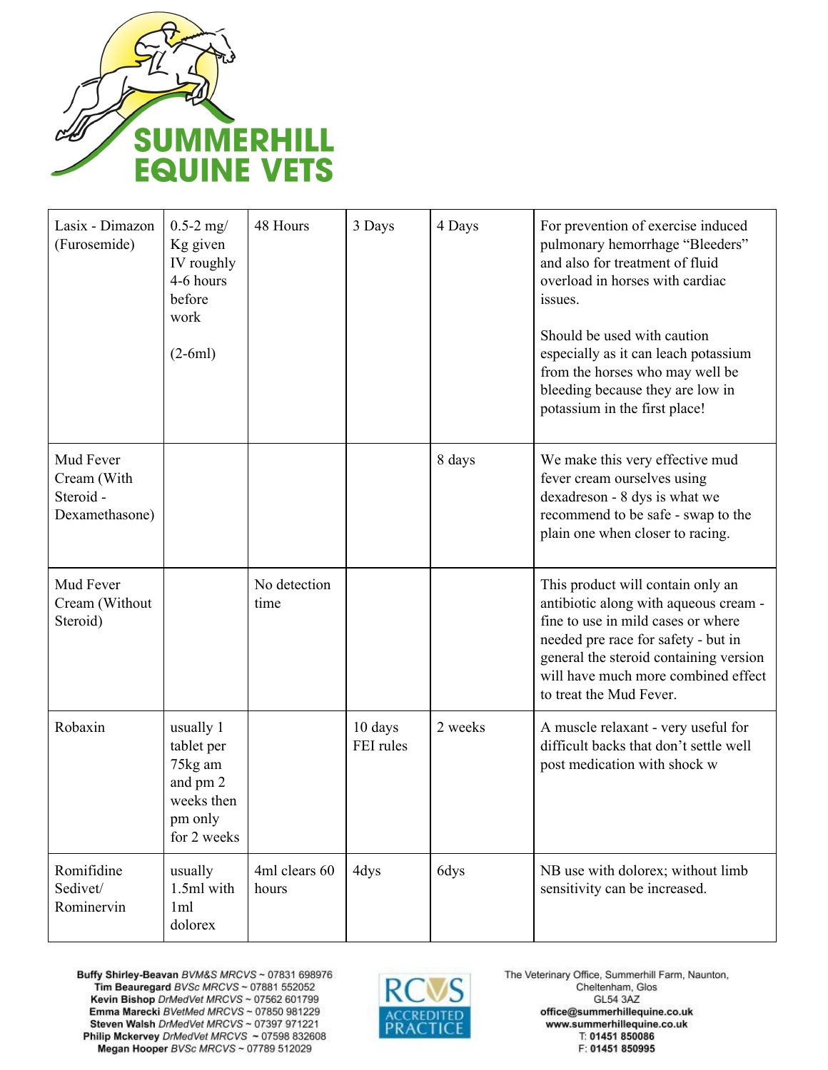| Lasix - Dimazon (Furosemide) | 0.5-2 mg/ Kg given IV roughly 4-6 hours before work<br><br>(2-6ml) | 48 Hours | 3 Days | 4 Days | For prevention of exercise induced pulmonary hemorrhage “Bleeders” and also for treatment of fluid overload in horses with cardiac issues.<br><br>Should be used with caution especially as it can leach potassium from the horses who may well be bleeding because they are low in potassium in the first place! |
|---|---|---|---|---|---|
| Mud Fever Cream (With Steroid - Dexamethasone) | | | | 8 days | We make this very effective mud fever cream ourselves using dexadreson - 8 dys is what we recommend to be safe - swap to the plain one when closer to racing. |
| Mud Fever Cream (Without Steroid) | | No detection time | | | This product will contain only an antibiotic along with aqueous cream - fine to use in mild cases or where needed pre race for safety - but in general the steroid containing version will have much more combined effect to treat the Mud Fever. |
| Robaxin | usually 1 tablet per 75kg am and pm 2 weeks then pm only for 2 weeks | | 10 days FEI rules | 2 weeks | A muscle relaxant - very useful for difficult backs that don’t settle well post medication with shock w |
| Romifidine Sedivet/ Rominervin | usually 1.5ml with 1ml dolorex | 4ml clears 60 hours | 4dys | 6dys | NB use with dolorex; without limb sensitivity can be increased. |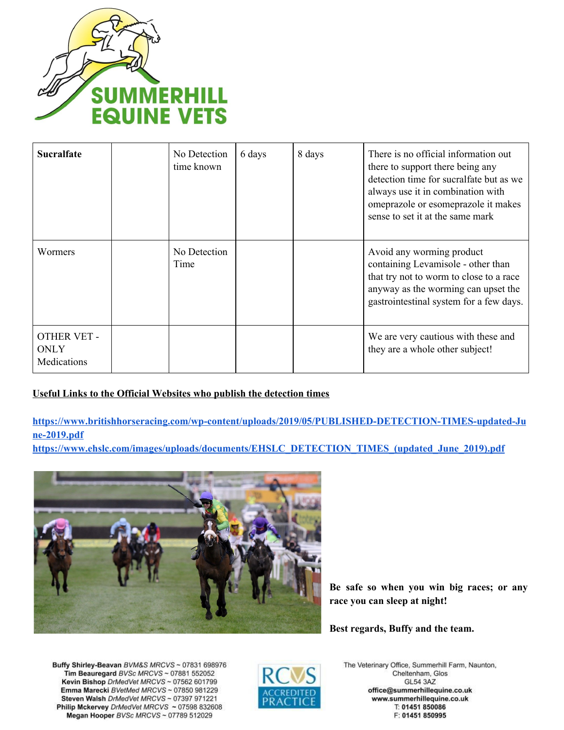| | | | | | |
|---|---|---|---|---|---|
| **Sucralfate** | | No Detection time known | 6 days | 8 days | There is no official information out there to support there being any detection time for sucralfate but as we always use it in combination with omeprazole or esomeprazole it makes sense to set it at the same mark |
| Wormers | | No Detection Time | | | Avoid any worming product containing Levamisole - other than that try not to worm to close to a race anyway as the worming can upset the gastrointestinal system for a few days. |
| OTHER VET - ONLY Medications | | | | | We are very cautious with these and they are a whole other subject! |

**Useful Links to the Official Websites who publish the detection times**

**https://www.britishhorseracing.com/wp-content/uploads/2019/05/PUBLISHED-DETECTION-TIMES-updated-June-2019.pdf**
**https://www.ehslc.com/images/uploads/documents/EHSLC_DETECTION_TIMES_(updated_June_2019).pdf**

**Be safe so when you win big races; or any race you can sleep at night!**

**Best regards, Buffy and the team.**

**Buffy Shirley-Beavan** *BVM&S MRCVS* ~ 07831 698976
**Tim Beauregard** *BVSc MRCVS* ~ 07881 552052
**Kevin Bishop** *DrMedVet MRCVS* ~ 07562 601799
**Emma Marecki** *BVetMed MRCVS* ~ 07850 981229
**Steven Walsh** *DrMedVet MRCVS* ~ 07397 971221
**Philip Mckervey** *DrMedVet MRCVS* ~ 07598 832608
**Megan Hooper** *BVSc MRCVS* ~ 07789 512029

RCVS ACCREDITED PRACTICE

The Veterinary Office, Summerhill Farm, Naunton, Cheltenham, Glos
GL54 3AZ
**office@summerhillequine.co.uk**
**www.summerhillequine.co.uk**
T: **01451 850086**
F: **01451 850995**